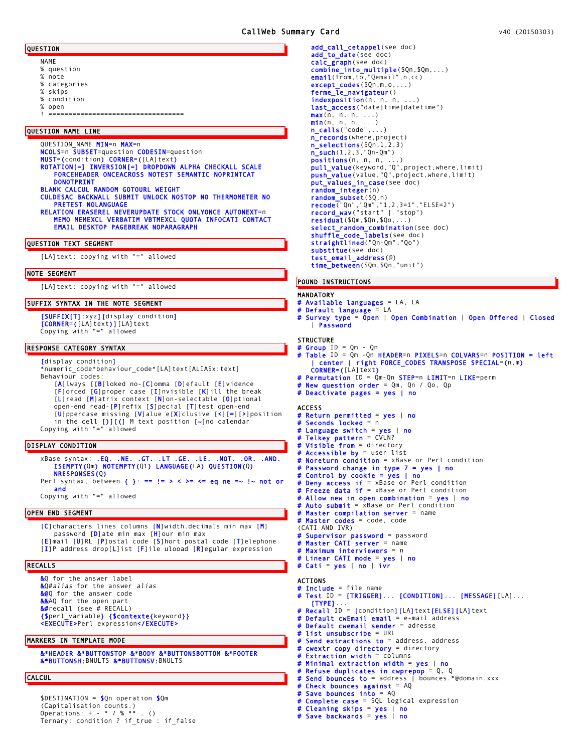# CallWeb Summary Card

v40 (20150303)

## QUESTION

```
NAME
% question
% note
% categories
% skips
% condition
% open
! ==================================
```

## QUESTION NAME LINE

QUESTION_NAME **MIN**=n **MAX**=n
**NCOLS**=n **SUBSET**=question **CODESIN**=question
**MUST**=(condition) **CORNER**=([LA]text)
**ROTATION[=] INVERSION[=] DROPDOWN ALPHA CHECKALL SCALE FORCEHEADER ONCEACROSS NOTEST SEMANTIC NOPRINTCAT DONOTPRINT**
**BLANK CALCUL RANDOM GOTOURL WEIGHT**
**CULDESAC BACKWALL SUBMIT UNLOCK NOSTOP NO THERMOMETER NO PRETEST NOLANGUAGE**
**RELATION ERASEREL NEVERUPDATE STOCK ONLYONCE AUTONEXT**=n **MEMO MEMEXCL VERBATIM VBTMEXCL QUOTA INFOCATI CONTACT EMAIL DESKTOP PAGEBREAK NOPARAGRAPH**

## QUESTION TEXT SEGMENT

[LA]text; copying with "=" allowed

## NOTE SEGMENT

[LA]text; copying with "=" allowed

## SUFFIX SYNTAX IN THE NOTE SEGMENT

**[SUFFIX[T]**:xyz**][**display condition**]**
**[CORNER=(**[LA]text**)]**[LA]text
Copying with "=" allowed

## RESPONSE CATEGORY SYNTAX

**[**display condition**]**
*numeric_code*behaviour_code*[LA]text[ALIASx:text]
Behaviour codes:
- [**A**]lways [[**B**]loked no-[**C**]omma [**D**]efault [**E**]vidence
- [**F**]orced [**G**]proper case [**I**]nvisible [**K**]ill the break
- [**L**]read [**M**]atrix context [**N**]on-selectable [**O**]ptional
- open-end read-[**P**]refix [**S**]pecial [**T**]test open-end
- [**U**]ppercase missing [**V**]alue e[**X**]clusive [**<**][**=**][**>**]position in the cell [**)**][**(**] M text position [**~**]no calendar

Copying with "=" allowed

## DISPLAY CONDITION

xBase syntax: **.EQ. .NE. .GT. .LT .GE. .LE. .NOT. .OR. .AND. ISEMPTY**(Qm) **NOTEMPTY**(Q1) **LANGUAGE**(LA) **QUESTION**(Q) **NRESPONSES**(Q)
Perl syntax, between **{ }**: **== != > < >= <= eq ne =~ !~ not or and**
Copying with "=" allowed

## OPEN END SEGMENT

[**C**]characters lines columns [**N**]width.decimals min max [**M**] password [**D**]ate min max [**H**]our min max
[**E**]mail [**U**]RL [**P**]ostal code [**S**]hort postal code [**T**]elephone
[**I**]P address drop[**L**]ist [**F**]ile ulooad [**R**]egular expression

## RECALLS

**&**Q for the answer label
**&**Q#*alias* for the answer *alias*
**&@**Q for the answer code
**&&**AQ for the open part
**&#**recall (see # RECALL)
**{$**perl_variable**}** **{$contexte{**keyword**}}**
**<EXECUTE>**Perl expression**</EXECUTE>**

## MARKERS IN TEMPLATE MODE

**&*HEADER &*BUTTONSTOP &*BODY &*BUTTONSBOTTOM &*FOOTER**
**&*BUTTONSH**:BNULTS **&*BUTTONSV**:BNULTS

## CALCUL

$DESTINATION = **$**Qn operation **$**Qm
(Capitalisation counts.)
Operations: + - * / % ** . ()
Ternary: condition ? if_true : if_false

- **add_call_cetappel**(see doc)
- **add_to_date**(see doc)
- **calc_graph**(see doc)
- **combine_into_multiple**($Qn,$Qm,...)
- **email**(from,to,"Qemail",n,cc)
- **except_codes**($Qn,m,o,...)
- **ferme_le_navigateur**()
- **indexposition**(n, n, n, ...)
- **last_access**("date|time|datetime")
- **max**(n, n, n, ...)
- **min**(n, n, n, ...)
- **n_calls**("code",...)
- **n_records**(where,project)
- **n_selections**($Qn,1,2,3)
- **n_such**(1,2,3,"Qn-Qm")
- **positions**(n, n, n, ...)
- **pull_value**(keyword,"Q",project,where,limit)
- **push_value**(value,"Q",project,where,limit)
- **put_values_in_case**(see doc)
- **random_integer**(n)
- **random_subset**($Q,n)
- **recode**("Qn","Qm","1,2,3=1","ELSE=2")
- **record_wav**("start" | "stop")
- **residual**($Qm,$Qn,$Qo,...)
- **select_random_combination**(see doc)
- **shuffle_code_labels**(see doc)
- **straightlined**("Qn-Qm","Qo")
- **substitue**(see doc)
- **test_email_address**(@)
- **time_between**($Qm,$Qn,"unit")

## POUND INSTRUCTIONS

### MANDATORY

**# Available languages** = LA, LA
**# Default language** = LA
**# Survey type = Open | Open Combination | Open Offered | Closed | Password**

### STRUCTURE

**# Group** ID = Qm - Qn
**# Table** ID = Qm -Qn **HEADER**=n **PIXELS**=n **COLVARS**=n **POSITION = left | center | right FORCE_CODES TRANSPOSE SPECIAL**=(n,m) **CORNER=(**[LA]text**)**
**# Permutation** ID = Qm-Qn **STEP**=n **LIMIT**=n **LIKE**=perm
**# New question order** = Qm, Qn / Qo, Qp
**# Deactivate pages = yes | no**

### ACCESS

**# Return permitted = yes | no**
**# Seconds locked** = n
**# Language switch = yes | no**
**# Telkey pattern** = CVLN?
**# Visible from** = directory
**# Accessible by** = user list
**# Noreturn condition** = xBase or Perl condition
**# Password change in type 7 = yes | no**
**# Control by cookie = yes | no**
**# Deny access if** = xBase or Perl condition
**# Freeze data if** = xBase or Perl condition
**# Allow new in open combination = yes | no**
**# Auto submit** = xBase or Perl condition
**# Master compilation server** = name
**# Master codes** = code, code
(CATI AND IVR)
**# Supervisor password** = password
**# Master CATI server** = name
**# Maximum interviewers** = n
**# Linear CATI mode = yes | no**
**# Cati = yes | no | ivr**

### ACTIONS

**# Include** = file name
**# Test** ID = **[TRIGGER]**... **[CONDITION]**... **[MESSAGE]**[LA]... **[TYPE]**...
**# Recall** ID = [condition][LA]text**[ELSE]**[LA]text
**# Default cwEmail email** = e-mail address
**# Default cwemail sender** = adresse
**# list unsubscribe** = URL
**# Send extractions to** = address, address
**# cwextr copy directory** = directory
**# Extraction width** = columns
**# Minimal extraction width = yes | no**
**# Refuse duplicates in cwprepop** = Q, Q
**# Send bounces to** = address | bounces.*@domain.xxx
**# Check bounces against** = AQ
**# Save bounces into** = AQ
**# Complete case** = SQL logical expression
**# Cleaning skips = yes | no**
**# Save backwards = yes | no**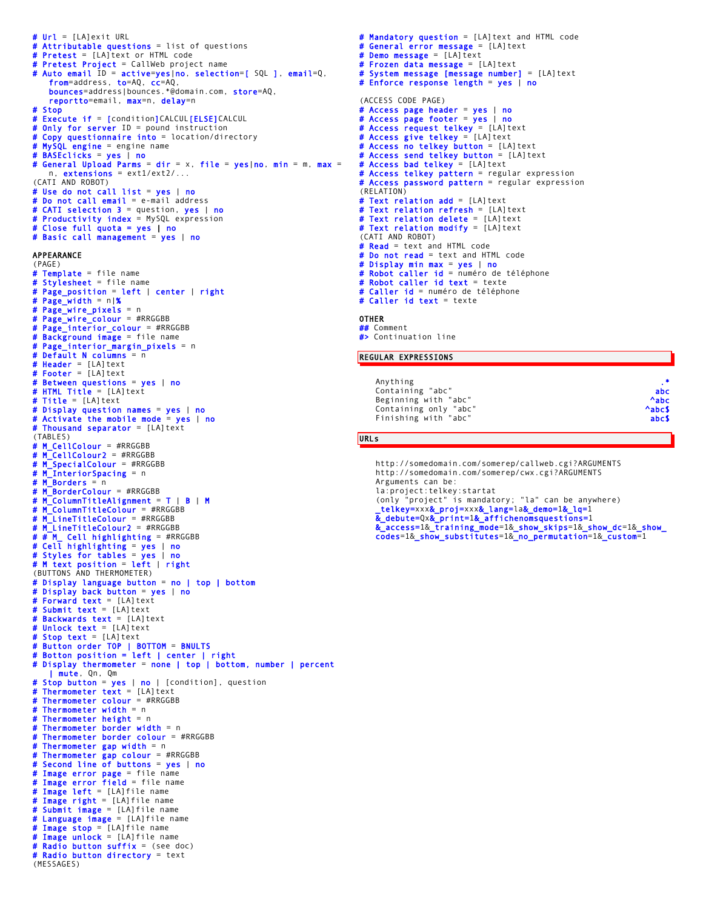# Url = [LA]exit URL
# Attributable questions = list of questions
# Pretest = [LA]text or HTML code
# Pretest Project = CallWeb project name
# Auto email ID = active=yes|no, selection=[ SQL ], email=Q, from=address, to=AQ, cc=AQ, bounces=address|bounces.*@domain.com, store=AQ, reportto=email, max=n, delay=n
# Stop
# Execute if = [condition]CALCUL[ELSE]CALCUL
# Only for server ID = pound instruction
# Copy questionnaire into = location/directory
# MySQL engine = engine name
# BASEclicks = yes | no
# General Upload Parms = dir = x, file = yes|no, min = m, max = n, extensions = ext1/ext2/...

(CATI AND ROBOT)

# Use do not call list = yes | no
# Do not call email = e-mail address
# CATI selection 3 = question, yes | no
# Productivity index = MySQL expression
# Close full quota = yes | no
# Basic call management = yes | no

**APPEARANCE**

(PAGE)

# Template = file name
# Stylesheet = file name
# Page_position = left | center | right
# Page_width = n|%
# Page_wire_pixels = n
# Page_wire_colour = #RRGGBB
# Page_interior_colour = #RRGGBB
# Background image = file name
# Page_interior_margin_pixels = n
# Default N columns = n
# Header = [LA]text
# Footer = [LA]text
# Between questions = yes | no
# HTML Title = [LA]text
# Title = [LA]text
# Display question names = yes | no
# Activate the mobile mode = yes | no
# Thousand separator = [LA]text

(TABLES)

# M_CellColour = #RRGGBB
# M_CellColour2 = #RRGGBB
# M_SpecialColour = #RRGGBB
# M_InteriorSpacing = n
# M_Borders = n
# M_BorderColour = #RRGGBB
# M_ColumnTitleAlignment = T | B | M
# M_ColumnTitleColour = #RRGGBB
# M_LineTitleColour = #RRGGBB
# M_LineTitleColour2 = #RRGGBB
# # M_ Cell highlighting = #RRGGBB
# Cell highlighting = yes | no
# Styles for tables = yes | no
# M text position = left | right

(BUTTONS AND THERMOMETER)

# Display language button = no | top | bottom
# Display back button = yes | no
# Forward text = [LA]text
# Submit text = [LA]text
# Backwards text = [LA]text
# Unlock text = [LA]text
# Stop text = [LA]text
# Button order TOP | BOTTOM = BNULTS
# Botton position = left | center | right
# Display thermometer = none | top | bottom, number | percent | mute, Qn, Qm
# Stop button = yes | no | [condition], question
# Thermometer text = [LA]text
# Thermometer colour = #RRGGBB
# Thermometer width = n
# Thermometer height = n
# Thermometer border width = n
# Thermometer border colour = #RRGGBB
# Thermometer gap width = n
# Thermometer gap colour = #RRGGBB
# Second line of buttons = yes | no
# Image error page = file name
# Image error field = file name
# Image left = [LA]file name
# Image right = [LA]file name
# Submit image = [LA]file name
# Language image = [LA]file name
# Image stop = [LA]file name
# Image unlock = [LA]file name
# Radio button suffix = (see doc)
# Radio button directory = text

(MESSAGES)

# Mandatory question = [LA]text and HTML code
# General error message = [LA]text
# Demo message = [LA]text
# Frozen data message = [LA]text
# System message [message number] = [LA]text
# Enforce response length = yes | no

(ACCESS CODE PAGE)

# Access page header = yes | no
# Access page footer = yes | no
# Access request telkey = [LA]text
# Access give telkey = [LA]text
# Access no telkey button = [LA]text
# Access send telkey button = [LA]text
# Access bad telkey = [LA]text
# Access telkey pattern = regular expression
# Access password pattern = regular expression

(RELATION)

# Text relation add = [LA]text
# Text relation refresh = [LA]text
# Text relation delete = [LA]text
# Text relation modify = [LA]text

(CATI AND ROBOT)

# Read = text and HTML code
# Do not read = text and HTML code
# Display min max = yes | no
# Robot caller id = numéro de téléphone
# Robot caller id text = texte
# Caller id = numéro de téléphone
# Caller id text = texte

**OTHER**

## Comment
#> Continuation line

## REGULAR EXPRESSIONS

| | |
|---|---|
| Anything | .* |
| Containing "abc" | abc |
| Beginning with "abc" | ^abc |
| Containing only "abc" | ^abc$ |
| Finishing with "abc" | abc$ |

## URLs

http://somedomain.com/somerep/callweb.cgi?ARGUMENTS
http://somedomain.com/somerep/cwx.cgi?ARGUMENTS
Arguments can be:
la:project:telkey:startat
(only "project" is mandatory; "la" can be anywhere)
_telkey=xxx&_proj=xxx&_lang=la&_demo=1&_lq=1&_debute=Qx&_print=1&_affichenomsquestions=1&_access=1&_training_mode=1&_show_skips=1&_show_dc=1&_show_codes=1&_show_substitutes=1&_no_permutation=1&_custom=1